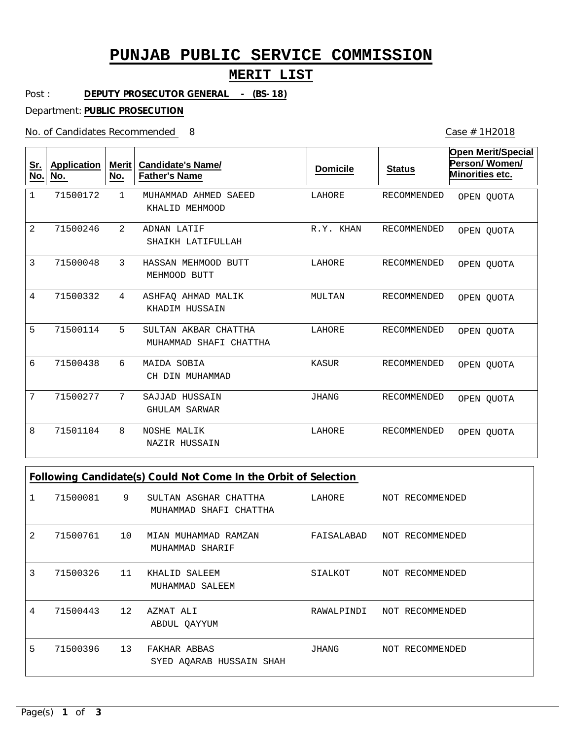# PUNJAB PUBLIC SERVICE COMMISSION

## MERIT LIST

Post : **DEPUTY PROSECUTOR GENERAL - (BS-18)**

Department: **PUBLIC PROSECUTION**

No. of Candidates Recommended 8

Case # 1H2018

| Sr. No. | Application No. | Merit No. | Candidate's Name/ Father's Name | Domicile | Status | Open Merit/Special Person/ Women/ Minorities etc. |
|---|---|---|---|---|---|---|
| 1 | 71500172 | 1 | MUHAMMAD AHMED SAEED<br>KHALID MEHMOOD | LAHORE | RECOMMENDED | OPEN QUOTA |
| 2 | 71500246 | 2 | ADNAN LATIF<br>SHAIKH LATIFULLAH | R.Y. KHAN | RECOMMENDED | OPEN QUOTA |
| 3 | 71500048 | 3 | HASSAN MEHMOOD BUTT<br>MEHMOOD BUTT | LAHORE | RECOMMENDED | OPEN QUOTA |
| 4 | 71500332 | 4 | ASHFAQ AHMAD MALIK<br>KHADIM HUSSAIN | MULTAN | RECOMMENDED | OPEN QUOTA |
| 5 | 71500114 | 5 | SULTAN AKBAR CHATTHA<br>MUHAMMAD SHAFI CHATTHA | LAHORE | RECOMMENDED | OPEN QUOTA |
| 6 | 71500438 | 6 | MAIDA SOBIA<br>CH DIN MUHAMMAD | KASUR | RECOMMENDED | OPEN QUOTA |
| 7 | 71500277 | 7 | SAJJAD HUSSAIN<br>GHULAM SARWAR | JHANG | RECOMMENDED | OPEN QUOTA |
| 8 | 71501104 | 8 | NOSHE MALIK<br>NAZIR HUSSAIN | LAHORE | RECOMMENDED | OPEN QUOTA |

**Following Candidate(s) Could Not Come In the Orbit of Selection**

| Sr. No. | Application No. | Merit No. | Candidate's Name/ Father's Name | Domicile | Status |
|---|---|---|---|---|---|
| 1 | 71500081 | 9 | SULTAN ASGHAR CHATTHA<br>MUHAMMAD SHAFI CHATTHA | LAHORE | NOT RECOMMENDED |
| 2 | 71500761 | 10 | MIAN MUHAMMAD RAMZAN<br>MUHAMMAD SHARIF | FAISALABAD | NOT RECOMMENDED |
| 3 | 71500326 | 11 | KHALID SALEEM<br>MUHAMMAD SALEEM | SIALKOT | NOT RECOMMENDED |
| 4 | 71500443 | 12 | AZMAT ALI<br>ABDUL QAYYUM | RAWALPINDI | NOT RECOMMENDED |
| 5 | 71500396 | 13 | FAKHAR ABBAS<br>SYED AQARAB HUSSAIN SHAH | JHANG | NOT RECOMMENDED |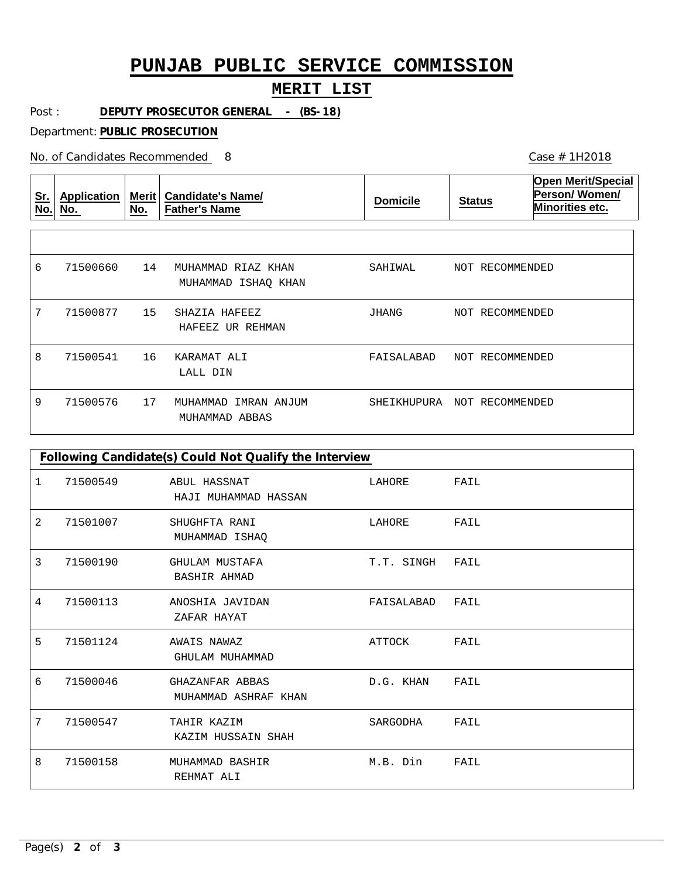# PUNJAB PUBLIC SERVICE COMMISSION

## MERIT LIST

Post : **DEPUTY PROSECUTOR GENERAL - (BS-18)**

Department: **PUBLIC PROSECUTION**

No. of Candidates Recommended 8

Case # 1H2018

| Sr. No. | Application No. | Merit No. | Candidate's Name/ Father's Name | Domicile | Status | Open Merit/Special Person/ Women/ Minorities etc. |
|---|---|---|---|---|---|---|
| 6 | 71500660 | 14 | MUHAMMAD RIAZ KHAN<br>MUHAMMAD ISHAQ KHAN | SAHIWAL | NOT RECOMMENDED | |
| 7 | 71500877 | 15 | SHAZIA HAFEEZ<br>HAFEEZ UR REHMAN | JHANG | NOT RECOMMENDED | |
| 8 | 71500541 | 16 | KARAMAT ALI<br>LALL DIN | FAISALABAD | NOT RECOMMENDED | |
| 9 | 71500576 | 17 | MUHAMMAD IMRAN ANJUM<br>MUHAMMAD ABBAS | SHEIKHUPURA | NOT RECOMMENDED | |

**Following Candidate(s) Could Not Qualify the Interview**

| Sr. No. | Application No. | Candidate's Name/ Father's Name | Domicile | Status |
|---|---|---|---|---|
| 1 | 71500549 | ABUL HASSNAT<br>HAJI MUHAMMAD HASSAN | LAHORE | FAIL |
| 2 | 71501007 | SHUGHFTA RANI<br>MUHAMMAD ISHAQ | LAHORE | FAIL |
| 3 | 71500190 | GHULAM MUSTAFA<br>BASHIR AHMAD | T.T. SINGH | FAIL |
| 4 | 71500113 | ANOSHIA JAVIDAN<br>ZAFAR HAYAT | FAISALABAD | FAIL |
| 5 | 71501124 | AWAIS NAWAZ<br>GHULAM MUHAMMAD | ATTOCK | FAIL |
| 6 | 71500046 | GHAZANFAR ABBAS<br>MUHAMMAD ASHRAF KHAN | D.G. KHAN | FAIL |
| 7 | 71500547 | TAHIR KAZIM<br>KAZIM HUSSAIN SHAH | SARGODHA | FAIL |
| 8 | 71500158 | MUHAMMAD BASHIR<br>REHMAT ALI | M.B. Din | FAIL |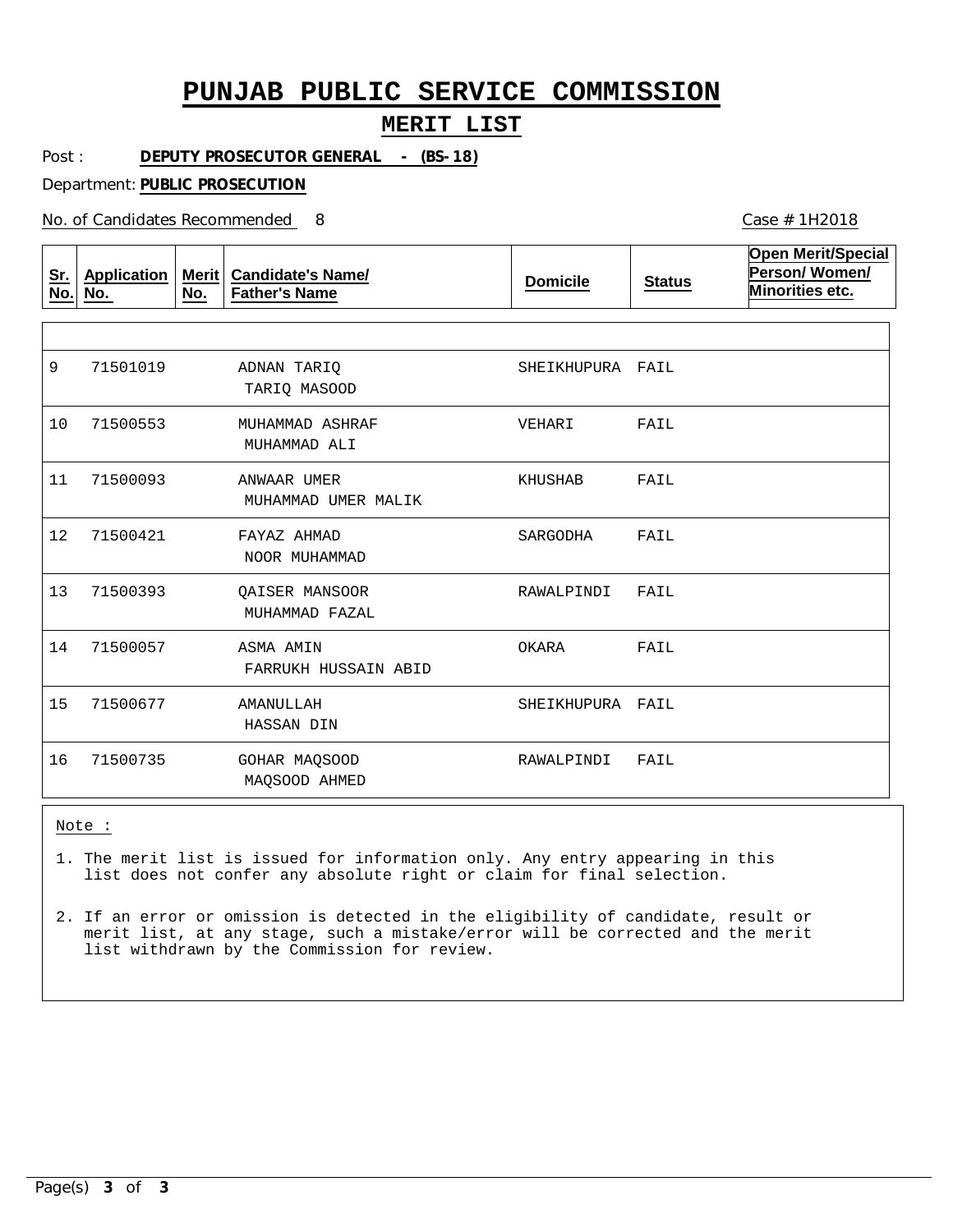# PUNJAB PUBLIC SERVICE COMMISSION

## MERIT LIST

Post : **DEPUTY PROSECUTOR GENERAL - (BS-18)**

Department: **PUBLIC PROSECUTION**

No. of Candidates Recommended 8

Case # 1H2018

| Sr. No. | Application No. | Merit No. | Candidate's Name/ Father's Name | Domicile | Status | Open Merit/Special Person/ Women/ Minorities etc. |
|---|---|---|---|---|---|---|
| 9 | 71501019 | | ADNAN TARIQ<br>TARIQ MASOOD | SHEIKHUPURA | FAIL | |
| 10 | 71500553 | | MUHAMMAD ASHRAF<br>MUHAMMAD ALI | VEHARI | FAIL | |
| 11 | 71500093 | | ANWAAR UMER<br>MUHAMMAD UMER MALIK | KHUSHAB | FAIL | |
| 12 | 71500421 | | FAYAZ AHMAD<br>NOOR MUHAMMAD | SARGODHA | FAIL | |
| 13 | 71500393 | | QAISER MANSOOR<br>MUHAMMAD FAZAL | RAWALPINDI | FAIL | |
| 14 | 71500057 | | ASMA AMIN<br>FARRUKH HUSSAIN ABID | OKARA | FAIL | |
| 15 | 71500677 | | AMANULLAH<br>HASSAN DIN | SHEIKHUPURA | FAIL | |
| 16 | 71500735 | | GOHAR MAQSOOD<br>MAQSOOD AHMED | RAWALPINDI | FAIL | |

Note :

1. The merit list is issued for information only. Any entry appearing in this list does not confer any absolute right or claim for final selection.
2. If an error or omission is detected in the eligibility of candidate, result or merit list, at any stage, such a mistake/error will be corrected and the merit list withdrawn by the Commission for review.